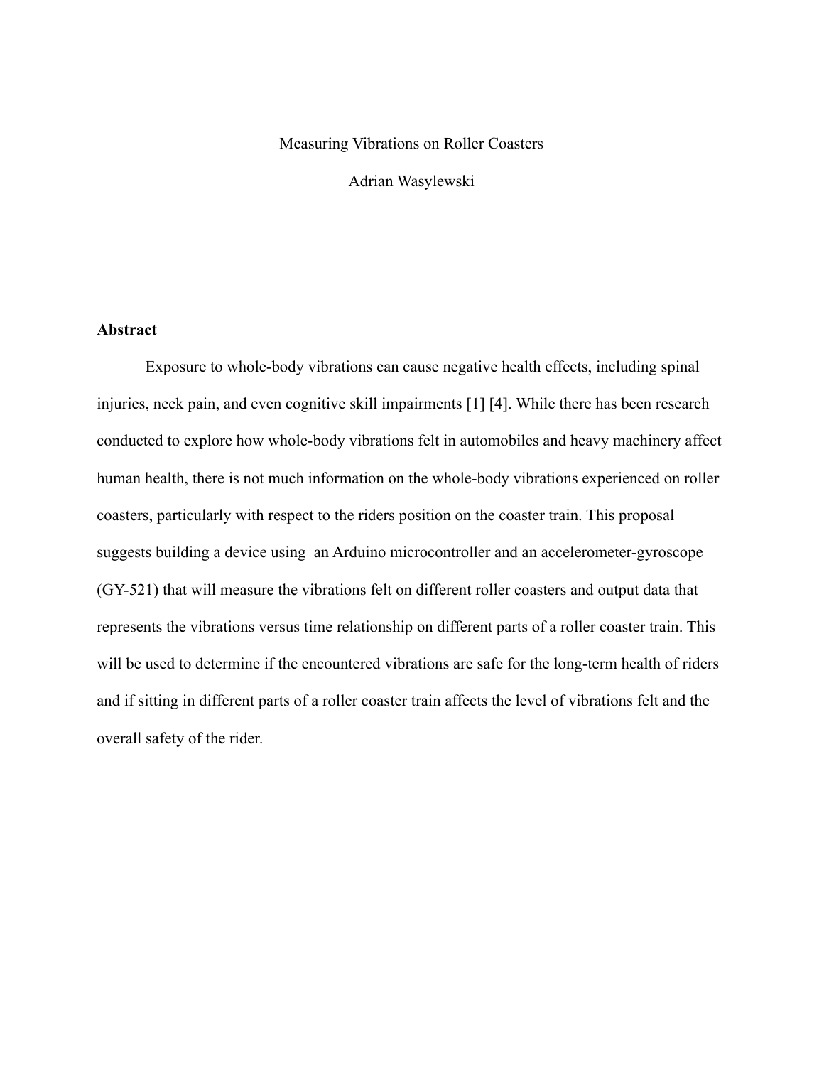# Measuring Vibrations on Roller Coasters

Adrian Wasylewski

## Abstract

Exposure to whole-body vibrations can cause negative health effects, including spinal injuries, neck pain, and even cognitive skill impairments [1] [4]. While there has been research conducted to explore how whole-body vibrations felt in automobiles and heavy machinery affect human health, there is not much information on the whole-body vibrations experienced on roller coasters, particularly with respect to the riders position on the coaster train. This proposal suggests building a device using an Arduino microcontroller and an accelerometer-gyroscope (GY-521) that will measure the vibrations felt on different roller coasters and output data that represents the vibrations versus time relationship on different parts of a roller coaster train. This will be used to determine if the encountered vibrations are safe for the long-term health of riders and if sitting in different parts of a roller coaster train affects the level of vibrations felt and the overall safety of the rider.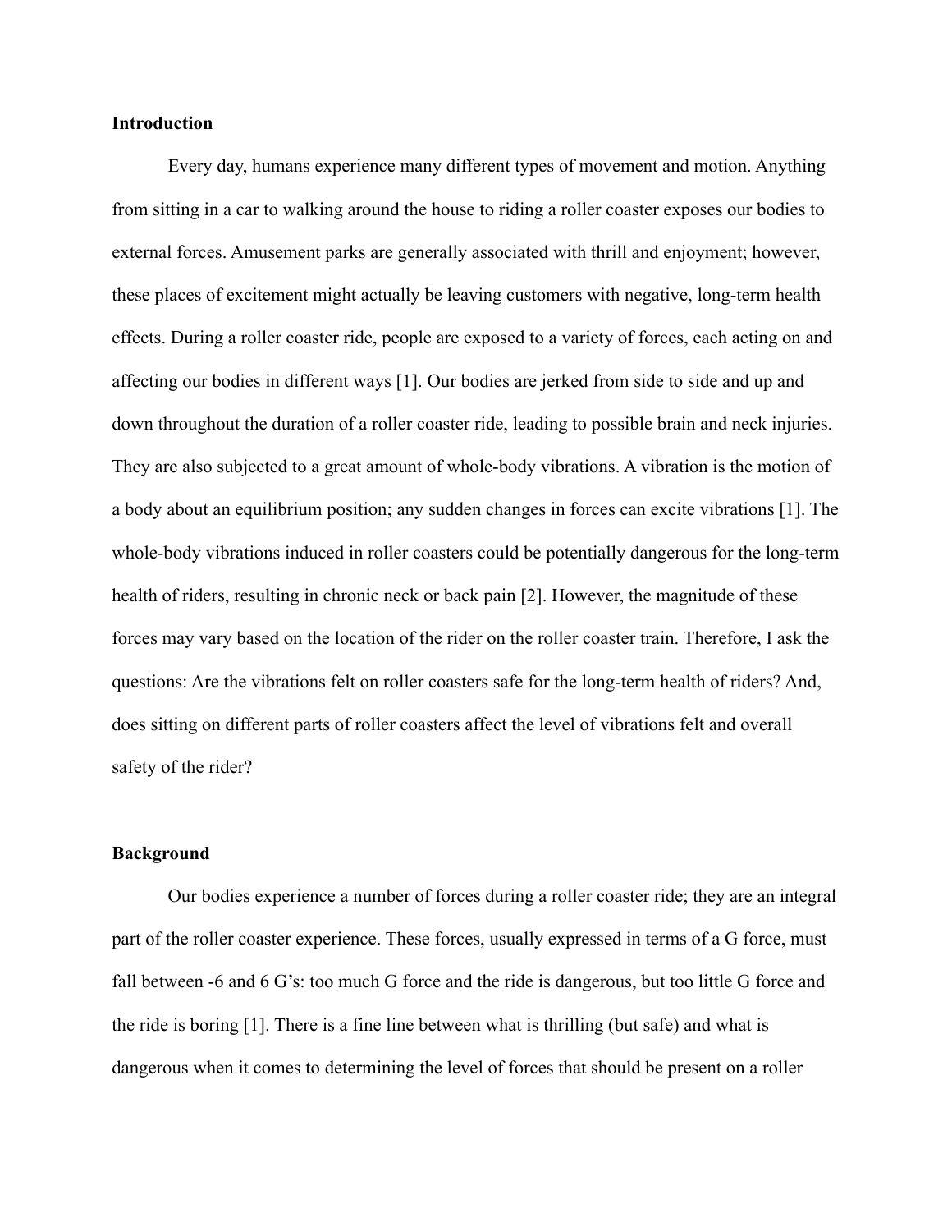**Introduction**

Every day, humans experience many different types of movement and motion. Anything from sitting in a car to walking around the house to riding a roller coaster exposes our bodies to external forces. Amusement parks are generally associated with thrill and enjoyment; however, these places of excitement might actually be leaving customers with negative, long-term health effects. During a roller coaster ride, people are exposed to a variety of forces, each acting on and affecting our bodies in different ways [1]. Our bodies are jerked from side to side and up and down throughout the duration of a roller coaster ride, leading to possible brain and neck injuries. They are also subjected to a great amount of whole-body vibrations. A vibration is the motion of a body about an equilibrium position; any sudden changes in forces can excite vibrations [1]. The whole-body vibrations induced in roller coasters could be potentially dangerous for the long-term health of riders, resulting in chronic neck or back pain [2]. However, the magnitude of these forces may vary based on the location of the rider on the roller coaster train. Therefore, I ask the questions: Are the vibrations felt on roller coasters safe for the long-term health of riders? And, does sitting on different parts of roller coasters affect the level of vibrations felt and overall safety of the rider?

**Background**

Our bodies experience a number of forces during a roller coaster ride; they are an integral part of the roller coaster experience. These forces, usually expressed in terms of a G force, must fall between -6 and 6 G's: too much G force and the ride is dangerous, but too little G force and the ride is boring [1]. There is a fine line between what is thrilling (but safe) and what is dangerous when it comes to determining the level of forces that should be present on a roller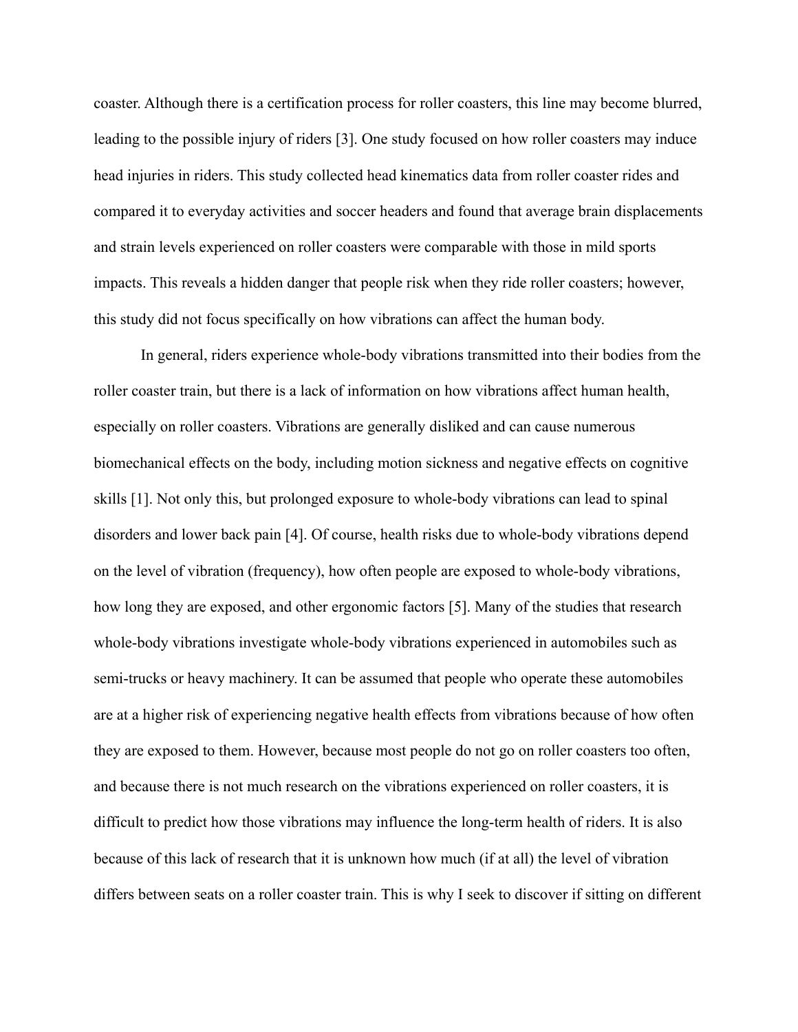coaster. Although there is a certification process for roller coasters, this line may become blurred, leading to the possible injury of riders [3]. One study focused on how roller coasters may induce head injuries in riders. This study collected head kinematics data from roller coaster rides and compared it to everyday activities and soccer headers and found that average brain displacements and strain levels experienced on roller coasters were comparable with those in mild sports impacts. This reveals a hidden danger that people risk when they ride roller coasters; however, this study did not focus specifically on how vibrations can affect the human body.

In general, riders experience whole-body vibrations transmitted into their bodies from the roller coaster train, but there is a lack of information on how vibrations affect human health, especially on roller coasters. Vibrations are generally disliked and can cause numerous biomechanical effects on the body, including motion sickness and negative effects on cognitive skills [1]. Not only this, but prolonged exposure to whole-body vibrations can lead to spinal disorders and lower back pain [4]. Of course, health risks due to whole-body vibrations depend on the level of vibration (frequency), how often people are exposed to whole-body vibrations, how long they are exposed, and other ergonomic factors [5]. Many of the studies that research whole-body vibrations investigate whole-body vibrations experienced in automobiles such as semi-trucks or heavy machinery. It can be assumed that people who operate these automobiles are at a higher risk of experiencing negative health effects from vibrations because of how often they are exposed to them. However, because most people do not go on roller coasters too often, and because there is not much research on the vibrations experienced on roller coasters, it is difficult to predict how those vibrations may influence the long-term health of riders. It is also because of this lack of research that it is unknown how much (if at all) the level of vibration differs between seats on a roller coaster train. This is why I seek to discover if sitting on different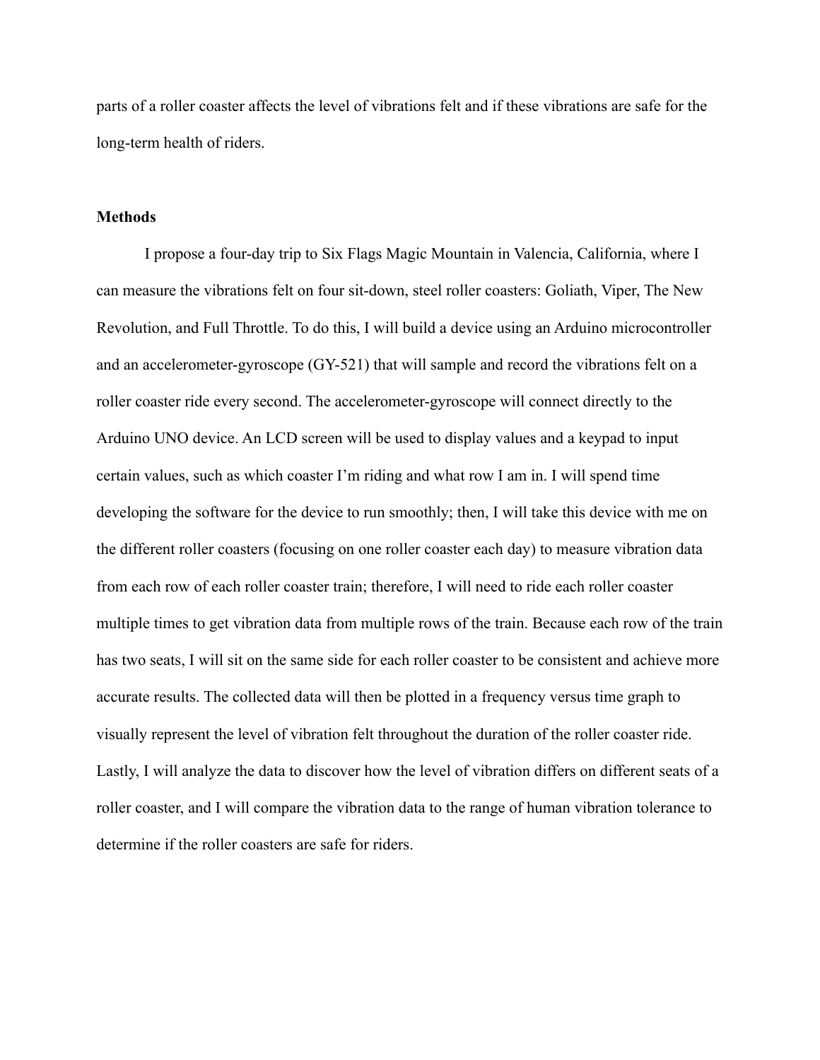parts of a roller coaster affects the level of vibrations felt and if these vibrations are safe for the long-term health of riders.

**Methods**

I propose a four-day trip to Six Flags Magic Mountain in Valencia, California, where I can measure the vibrations felt on four sit-down, steel roller coasters: Goliath, Viper, The New Revolution, and Full Throttle. To do this, I will build a device using an Arduino microcontroller and an accelerometer-gyroscope (GY-521) that will sample and record the vibrations felt on a roller coaster ride every second. The accelerometer-gyroscope will connect directly to the Arduino UNO device. An LCD screen will be used to display values and a keypad to input certain values, such as which coaster I'm riding and what row I am in. I will spend time developing the software for the device to run smoothly; then, I will take this device with me on the different roller coasters (focusing on one roller coaster each day) to measure vibration data from each row of each roller coaster train; therefore, I will need to ride each roller coaster multiple times to get vibration data from multiple rows of the train. Because each row of the train has two seats, I will sit on the same side for each roller coaster to be consistent and achieve more accurate results. The collected data will then be plotted in a frequency versus time graph to visually represent the level of vibration felt throughout the duration of the roller coaster ride. Lastly, I will analyze the data to discover how the level of vibration differs on different seats of a roller coaster, and I will compare the vibration data to the range of human vibration tolerance to determine if the roller coasters are safe for riders.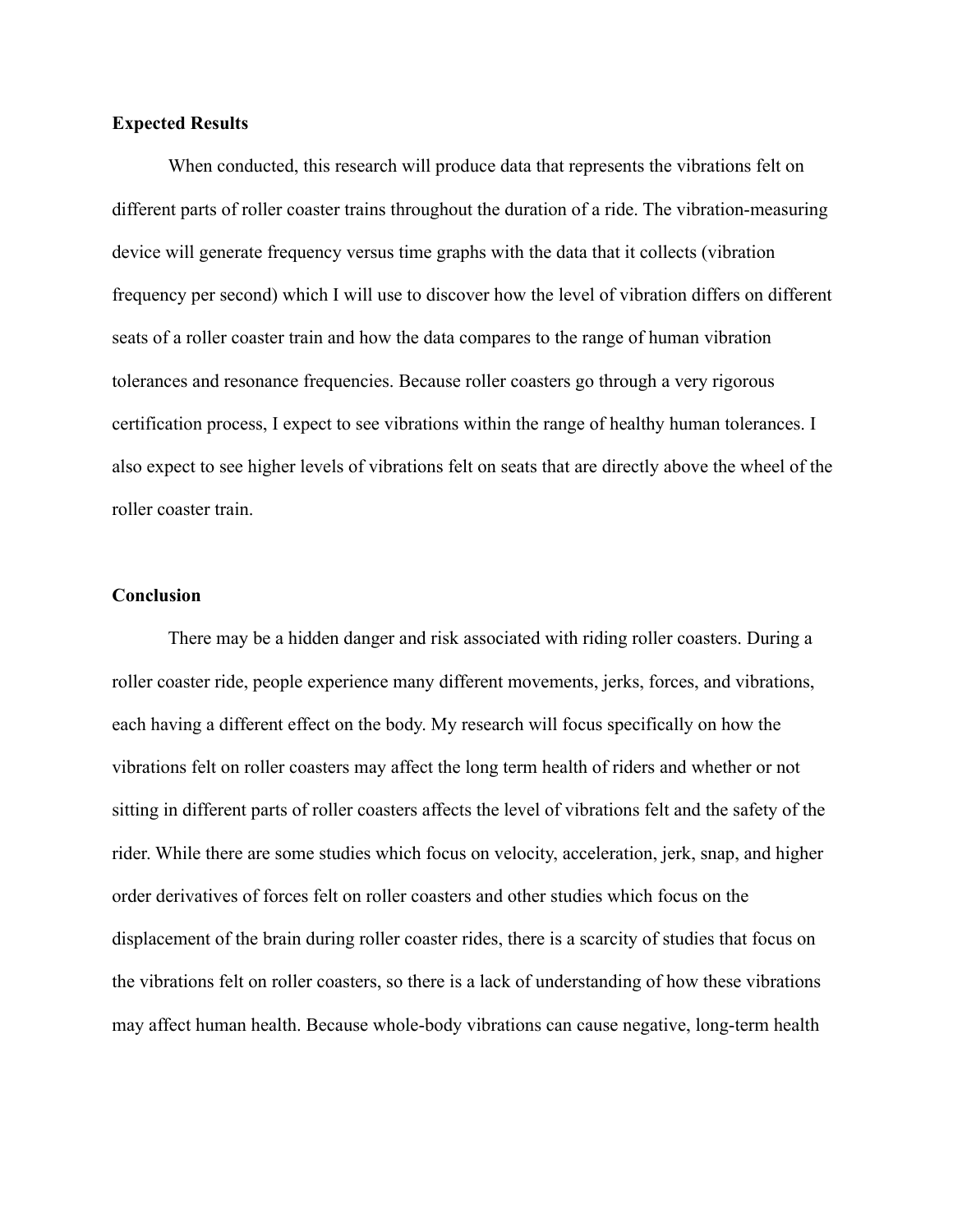**Expected Results**

When conducted, this research will produce data that represents the vibrations felt on different parts of roller coaster trains throughout the duration of a ride. The vibration-measuring device will generate frequency versus time graphs with the data that it collects (vibration frequency per second) which I will use to discover how the level of vibration differs on different seats of a roller coaster train and how the data compares to the range of human vibration tolerances and resonance frequencies. Because roller coasters go through a very rigorous certification process, I expect to see vibrations within the range of healthy human tolerances. I also expect to see higher levels of vibrations felt on seats that are directly above the wheel of the roller coaster train.

**Conclusion**

There may be a hidden danger and risk associated with riding roller coasters. During a roller coaster ride, people experience many different movements, jerks, forces, and vibrations, each having a different effect on the body. My research will focus specifically on how the vibrations felt on roller coasters may affect the long term health of riders and whether or not sitting in different parts of roller coasters affects the level of vibrations felt and the safety of the rider. While there are some studies which focus on velocity, acceleration, jerk, snap, and higher order derivatives of forces felt on roller coasters and other studies which focus on the displacement of the brain during roller coaster rides, there is a scarcity of studies that focus on the vibrations felt on roller coasters, so there is a lack of understanding of how these vibrations may affect human health. Because whole-body vibrations can cause negative, long-term health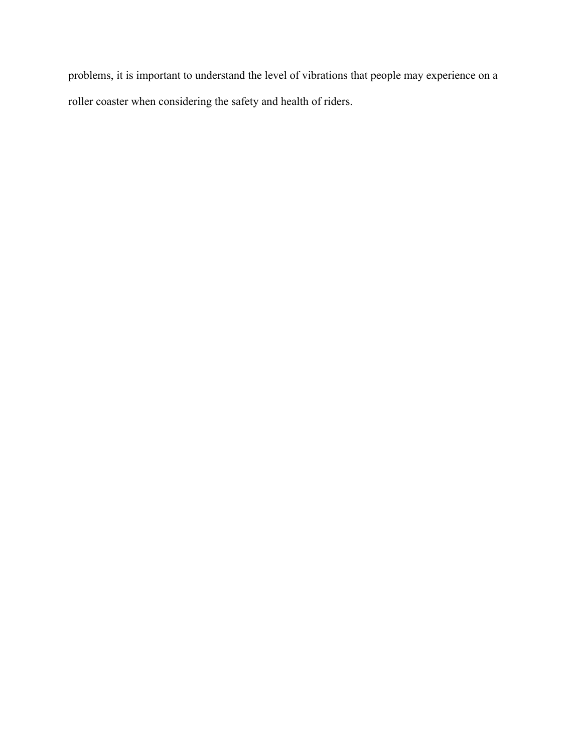problems, it is important to understand the level of vibrations that people may experience on a roller coaster when considering the safety and health of riders.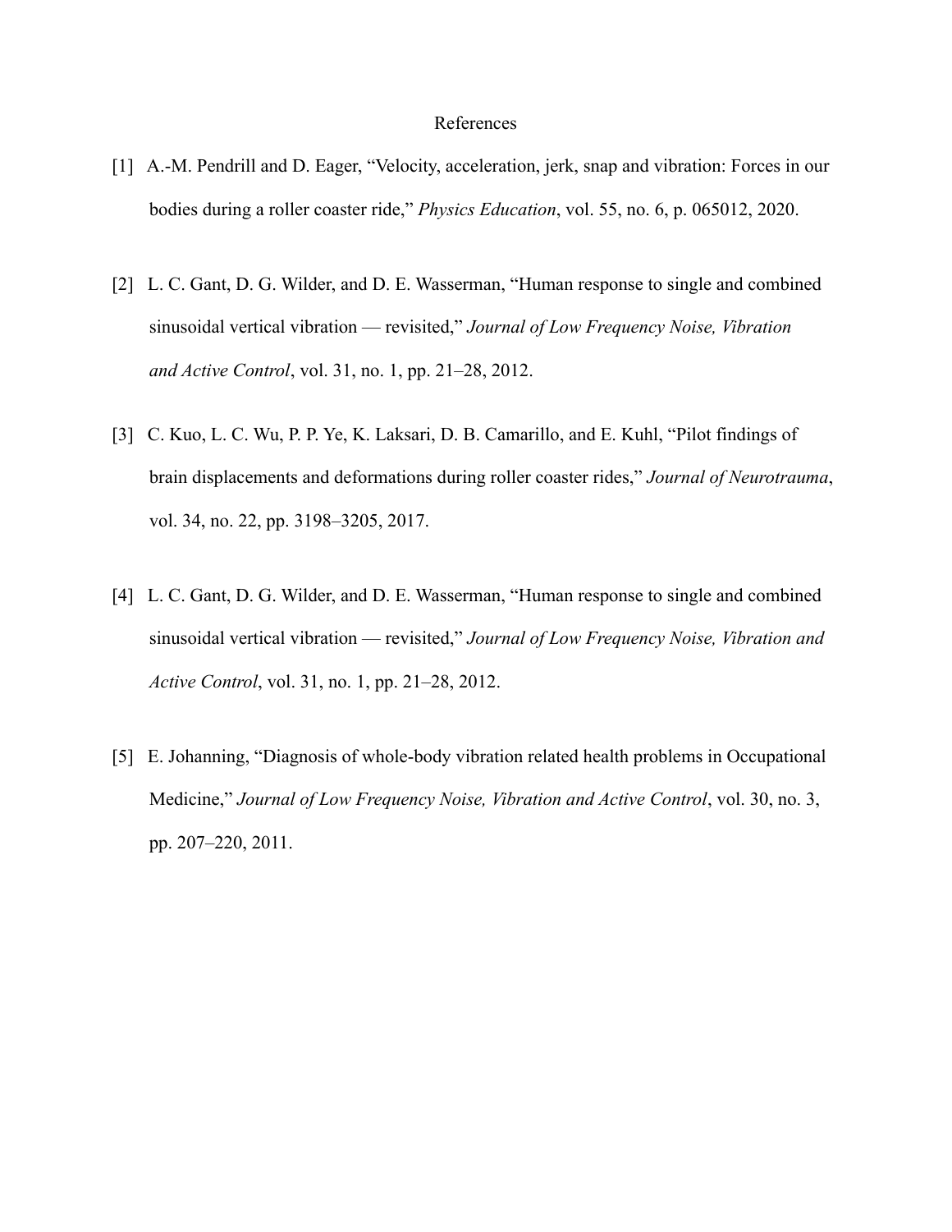# References

[1] A.-M. Pendrill and D. Eager, "Velocity, acceleration, jerk, snap and vibration: Forces in our bodies during a roller coaster ride," *Physics Education*, vol. 55, no. 6, p. 065012, 2020.

[2] L. C. Gant, D. G. Wilder, and D. E. Wasserman, "Human response to single and combined sinusoidal vertical vibration — revisited," *Journal of Low Frequency Noise, Vibration and Active Control*, vol. 31, no. 1, pp. 21–28, 2012.

[3] C. Kuo, L. C. Wu, P. P. Ye, K. Laksari, D. B. Camarillo, and E. Kuhl, "Pilot findings of brain displacements and deformations during roller coaster rides," *Journal of Neurotrauma*, vol. 34, no. 22, pp. 3198–3205, 2017.

[4] L. C. Gant, D. G. Wilder, and D. E. Wasserman, "Human response to single and combined sinusoidal vertical vibration — revisited," *Journal of Low Frequency Noise, Vibration and Active Control*, vol. 31, no. 1, pp. 21–28, 2012.

[5] E. Johanning, "Diagnosis of whole-body vibration related health problems in Occupational Medicine," *Journal of Low Frequency Noise, Vibration and Active Control*, vol. 30, no. 3, pp. 207–220, 2011.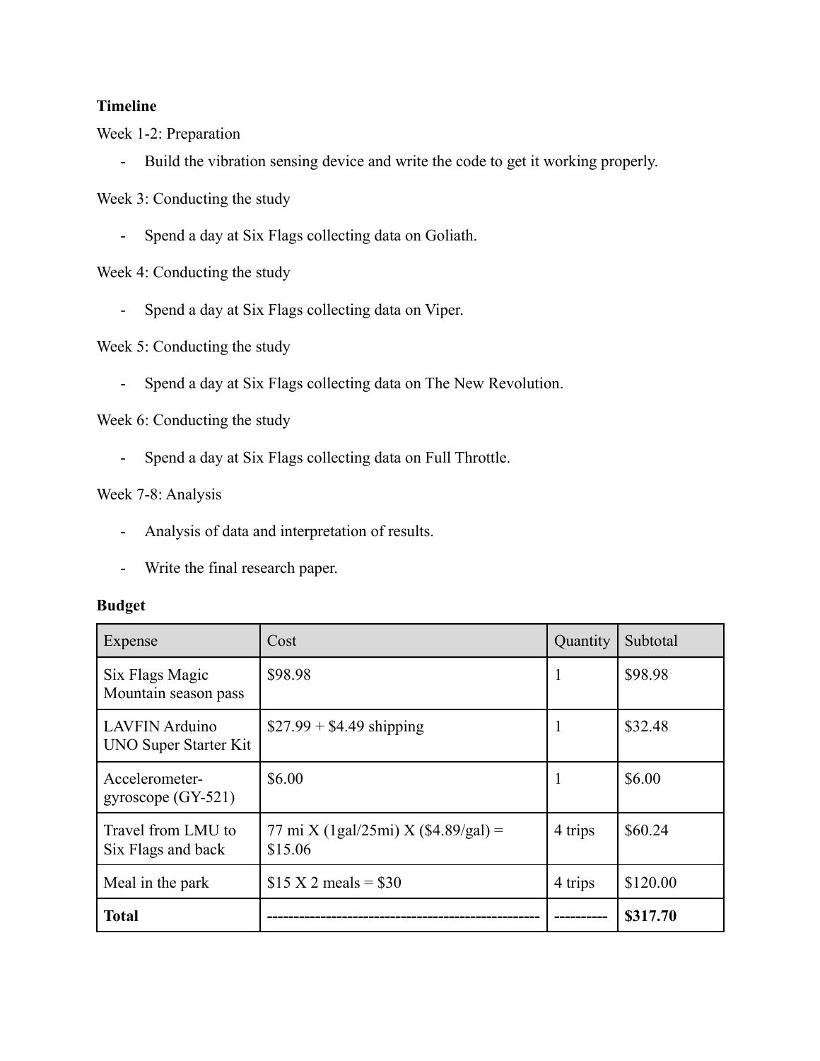**Timeline**

Week 1-2: Preparation

- Build the vibration sensing device and write the code to get it working properly.

Week 3: Conducting the study

- Spend a day at Six Flags collecting data on Goliath.

Week 4: Conducting the study

- Spend a day at Six Flags collecting data on Viper.

Week 5: Conducting the study

- Spend a day at Six Flags collecting data on The New Revolution.

Week 6: Conducting the study

- Spend a day at Six Flags collecting data on Full Throttle.

Week 7-8: Analysis

- Analysis of data and interpretation of results.
- Write the final research paper.

**Budget**

| Expense | Cost | Quantity | Subtotal |
|---|---|---|---|
| Six Flags Magic Mountain season pass | $98.98 | 1 | $98.98 |
| LAVFIN Arduino UNO Super Starter Kit | $27.99 + $4.49 shipping | 1 | $32.48 |
| Accelerometer-gyroscope (GY-521) | $6.00 | 1 | $6.00 |
| Travel from LMU to Six Flags and back | 77 mi X (1gal/25mi) X ($4.89/gal) = $15.06 | 4 trips | $60.24 |
| Meal in the park | $15 X 2 meals = $30 | 4 trips | $120.00 |
| **Total** | **--------------------------------------------------** | **----------** | **$317.70** |